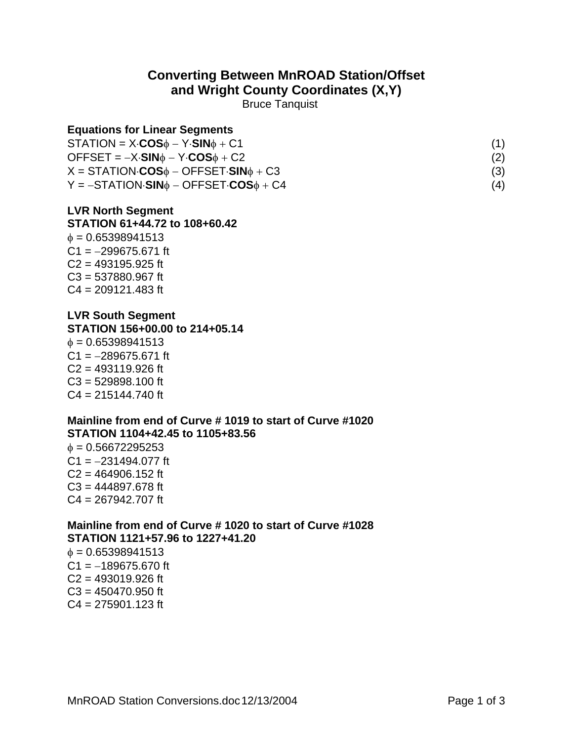# Converting Between MnROAD Station/Offset and Wright County Coordinates (X,Y)

Bruce Tanquist

**Equations for Linear Segments**

$$\text{STATION} = X \cdot \mathbf{COS}\phi - Y \cdot \mathbf{SIN}\phi + C1 \quad (1)$$

$$\text{OFFSET} = -X \cdot \mathbf{SIN}\phi - Y \cdot \mathbf{COS}\phi + C2 \quad (2)$$

$$X = \text{STATION} \cdot \mathbf{COS}\phi - \text{OFFSET} \cdot \mathbf{SIN}\phi + C3 \quad (3)$$

$$Y = -\text{STATION} \cdot \mathbf{SIN}\phi - \text{OFFSET} \cdot \mathbf{COS}\phi + C4 \quad (4)$$

**LVR North Segment**
**STATION 61+44.72 to 108+60.42**

$\phi$ = 0.65398941513
C1 = −299675.671 ft
C2 = 493195.925 ft
C3 = 537880.967 ft
C4 = 209121.483 ft

**LVR South Segment**
**STATION 156+00.00 to 214+05.14**

$\phi$ = 0.65398941513
C1 = −289675.671 ft
C2 = 493119.926 ft
C3 = 529898.100 ft
C4 = 215144.740 ft

**Mainline from end of Curve # 1019 to start of Curve #1020**
**STATION 1104+42.45 to 1105+83.56**

$\phi$ = 0.56672295253
C1 = −231494.077 ft
C2 = 464906.152 ft
C3 = 444897.678 ft
C4 = 267942.707 ft

**Mainline from end of Curve # 1020 to start of Curve #1028**
**STATION 1121+57.96 to 1227+41.20**

$\phi$ = 0.65398941513
C1 = −189675.670 ft
C2 = 493019.926 ft
C3 = 450470.950 ft
C4 = 275901.123 ft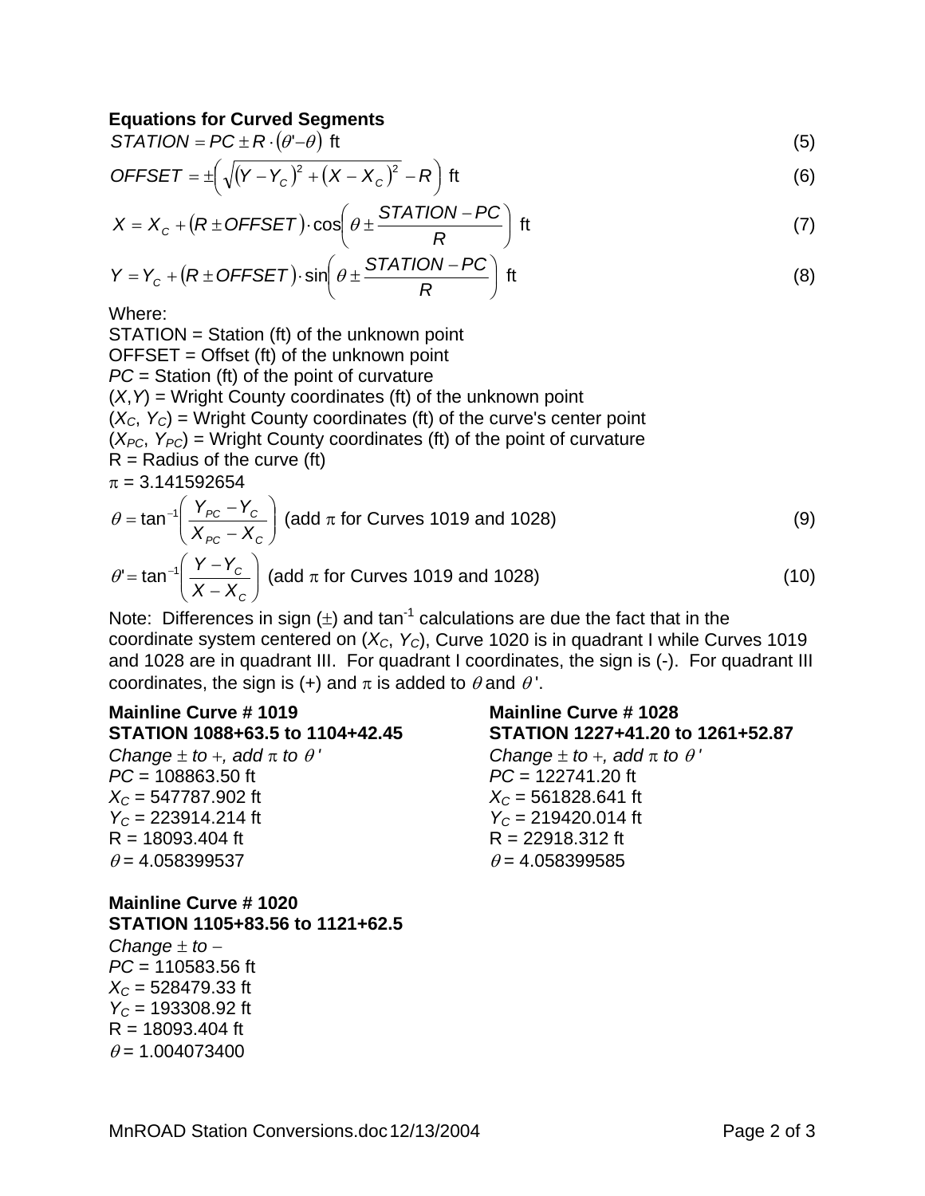### Equations for Curved Segments

$$STATION = PC \pm R \cdot (\theta' - \theta) \text{ ft} \tag{5}$$

$$OFFSET = \pm\left(\sqrt{(Y - Y_C)^2 + (X - X_C)^2} - R\right) \text{ ft} \tag{6}$$

$$X = X_C + (R \pm OFFSET) \cdot \cos\left(\theta \pm \frac{STATION - PC}{R}\right) \text{ ft} \tag{7}$$

$$Y = Y_C + (R \pm OFFSET) \cdot \sin\left(\theta \pm \frac{STATION - PC}{R}\right) \text{ ft} \tag{8}$$

Where:

STATION = Station (ft) of the unknown point

OFFSET = Offset (ft) of the unknown point

*PC* = Station (ft) of the point of curvature

($X$,$Y$) = Wright County coordinates (ft) of the unknown point

($X_C$, $Y_C$) = Wright County coordinates (ft) of the curve's center point

($X_{PC}$, $Y_{PC}$) = Wright County coordinates (ft) of the point of curvature

R = Radius of the curve (ft)

$\pi$ = 3.141592654

$$\theta = \tan^{-1}\left(\frac{Y_{PC} - Y_C}{X_{PC} - X_C}\right) \text{ (add } \pi \text{ for Curves 1019 and 1028)} \tag{9}$$

$$\theta' = \tan^{-1}\left(\frac{Y - Y_C}{X - X_C}\right) \text{ (add } \pi \text{ for Curves 1019 and 1028)} \tag{10}$$

Note: Differences in sign ($\pm$) and $\tan^{-1}$ calculations are due the fact that in the coordinate system centered on ($X_C$, $Y_C$), Curve 1020 is in quadrant I while Curves 1019 and 1028 are in quadrant III. For quadrant I coordinates, the sign is (-). For quadrant III coordinates, the sign is (+) and $\pi$ is added to $\theta$ and $\theta'$.

**Mainline Curve # 1019**
**STATION 1088+63.5 to 1104+42.45**

*Change $\pm$ to $+$, add $\pi$ to $\theta'$*

*PC* = 108863.50 ft

$X_C$ = 547787.902 ft

$Y_C$ = 223914.214 ft

R = 18093.404 ft

$\theta$ = 4.058399537

**Mainline Curve # 1028**
**STATION 1227+41.20 to 1261+52.87**

*Change $\pm$ to $+$, add $\pi$ to $\theta'$*

*PC* = 122741.20 ft

$X_C$ = 561828.641 ft

$Y_C$ = 219420.014 ft

R = 22918.312 ft

$\theta$ = 4.058399585

**Mainline Curve # 1020**
**STATION 1105+83.56 to 1121+62.5**

*Change $\pm$ to $-$*

*PC* = 110583.56 ft

$X_C$ = 528479.33 ft

$Y_C$ = 193308.92 ft

R = 18093.404 ft

$\theta$ = 1.004073400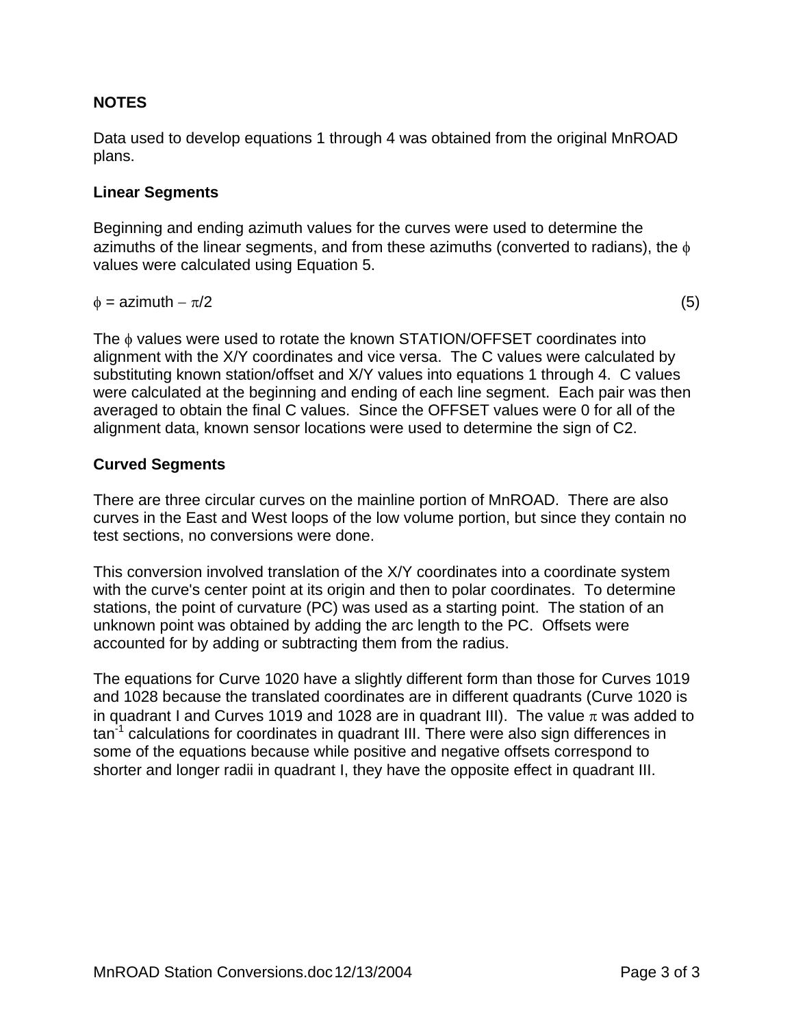**NOTES**

Data used to develop equations 1 through 4 was obtained from the original MnROAD plans.

**Linear Segments**

Beginning and ending azimuth values for the curves were used to determine the azimuths of the linear segments, and from these azimuths (converted to radians), the $\phi$ values were calculated using Equation 5.

$$\phi = \text{azimuth} - \pi/2 \tag{5}$$

The $\phi$ values were used to rotate the known STATION/OFFSET coordinates into alignment with the X/Y coordinates and vice versa. The C values were calculated by substituting known station/offset and X/Y values into equations 1 through 4. C values were calculated at the beginning and ending of each line segment. Each pair was then averaged to obtain the final C values. Since the OFFSET values were 0 for all of the alignment data, known sensor locations were used to determine the sign of C2.

**Curved Segments**

There are three circular curves on the mainline portion of MnROAD. There are also curves in the East and West loops of the low volume portion, but since they contain no test sections, no conversions were done.

This conversion involved translation of the X/Y coordinates into a coordinate system with the curve's center point at its origin and then to polar coordinates. To determine stations, the point of curvature (PC) was used as a starting point. The station of an unknown point was obtained by adding the arc length to the PC. Offsets were accounted for by adding or subtracting them from the radius.

The equations for Curve 1020 have a slightly different form than those for Curves 1019 and 1028 because the translated coordinates are in different quadrants (Curve 1020 is in quadrant I and Curves 1019 and 1028 are in quadrant III). The value $\pi$ was added to $\tan^{-1}$ calculations for coordinates in quadrant III. There were also sign differences in some of the equations because while positive and negative offsets correspond to shorter and longer radii in quadrant I, they have the opposite effect in quadrant III.